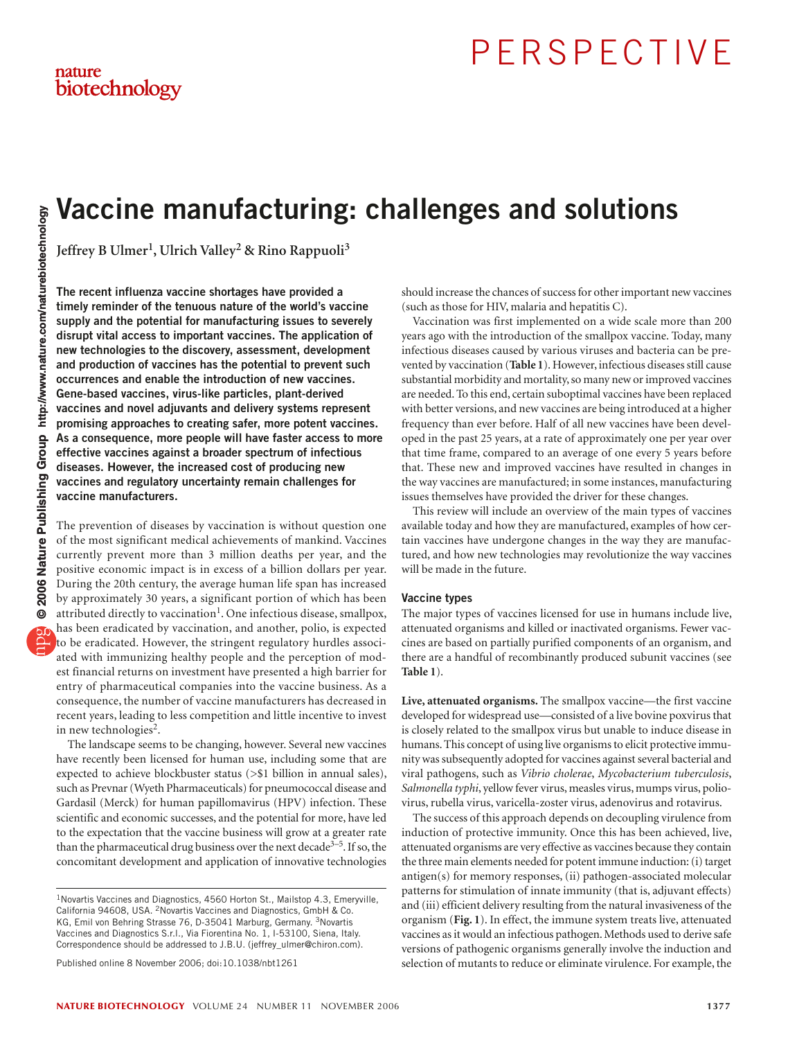# Vaccine manufacturing: challenges and solutions

**Jeffrey B Ulmer[1], Ulrich Valley[2] & Rino Rappuoli[3]**

**The recent influenza vaccine shortages have provided a timely reminder of the tenuous nature of the world's vaccine supply and the potential for manufacturing issues to severely disrupt vital access to important vaccines. The application of new technologies to the discovery, assessment, development and production of vaccines has the potential to prevent such occurrences and enable the introduction of new vaccines. Gene-based vaccines, virus-like particles, plant-derived vaccines and novel adjuvants and delivery systems represent promising approaches to creating safer, more potent vaccines. As a consequence, more people will have faster access to more effective vaccines against a broader spectrum of infectious diseases. However, the increased cost of producing new vaccines and regulatory uncertainty remain challenges for vaccine manufacturers.**

The prevention of diseases by vaccination is without question one of the most significant medical achievements of mankind. Vaccines currently prevent more than 3 million deaths per year, and the positive economic impact is in excess of a billion dollars per year. During the 20th century, the average human life span has increased by approximately 30 years, a significant portion of which has been attributed directly to vaccination[1]. One infectious disease, smallpox, has been eradicated by vaccination, and another, polio, is expected to be eradicated. However, the stringent regulatory hurdles associated with immunizing healthy people and the perception of modest financial returns on investment have presented a high barrier for entry of pharmaceutical companies into the vaccine business. As a consequence, the number of vaccine manufacturers has decreased in recent years, leading to less competition and little incentive to invest in new technologies[2].

The landscape seems to be changing, however. Several new vaccines have recently been licensed for human use, including some that are expected to achieve blockbuster status (>$1 billion in annual sales), such as Prevnar (Wyeth Pharmaceuticals) for pneumococcal disease and Gardasil (Merck) for human papillomavirus (HPV) infection. These scientific and economic successes, and the potential for more, have led to the expectation that the vaccine business will grow at a greater rate than the pharmaceutical drug business over the next decade[3–5]. If so, the concomitant development and application of innovative technologies should increase the chances of success for other important new vaccines (such as those for HIV, malaria and hepatitis C).

Vaccination was first implemented on a wide scale more than 200 years ago with the introduction of the smallpox vaccine. Today, many infectious diseases caused by various viruses and bacteria can be prevented by vaccination (**Table 1**). However, infectious diseases still cause substantial morbidity and mortality, so many new or improved vaccines are needed. To this end, certain suboptimal vaccines have been replaced with better versions, and new vaccines are being introduced at a higher frequency than ever before. Half of all new vaccines have been developed in the past 25 years, at a rate of approximately one per year over that time frame, compared to an average of one every 5 years before that. These new and improved vaccines have resulted in changes in the way vaccines are manufactured; in some instances, manufacturing issues themselves have provided the driver for these changes.

This review will include an overview of the main types of vaccines available today and how they are manufactured, examples of how certain vaccines have undergone changes in the way they are manufactured, and how new technologies may revolutionize the way vaccines will be made in the future.

## Vaccine types

The major types of vaccines licensed for use in humans include live, attenuated organisms and killed or inactivated organisms. Fewer vaccines are based on partially purified components of an organism, and there are a handful of recombinantly produced subunit vaccines (see **Table 1**).

**Live, attenuated organisms.** The smallpox vaccine—the first vaccine developed for widespread use—consisted of a live bovine poxvirus that is closely related to the smallpox virus but unable to induce disease in humans. This concept of using live organisms to elicit protective immunity was subsequently adopted for vaccines against several bacterial and viral pathogens, such as *Vibrio cholerae*, *Mycobacterium tuberculosis*, *Salmonella typhi*, yellow fever virus, measles virus, mumps virus, poliovirus, rubella virus, varicella-zoster virus, adenovirus and rotavirus.

The success of this approach depends on decoupling virulence from induction of protective immunity. Once this has been achieved, live, attenuated organisms are very effective as vaccines because they contain the three main elements needed for potent immune induction: (i) target antigen(s) for memory responses, (ii) pathogen-associated molecular patterns for stimulation of innate immunity (that is, adjuvant effects) and (iii) efficient delivery resulting from the natural invasiveness of the organism (**Fig. 1**). In effect, the immune system treats live, attenuated vaccines as it would an infectious pathogen. Methods used to derive safe versions of pathogenic organisms generally involve the induction and selection of mutants to reduce or eliminate virulence. For example, the

[1]Novartis Vaccines and Diagnostics, 4560 Horton St., Mailstop 4.3, Emeryville, California 94608, USA. [2]Novartis Vaccines and Diagnostics, GmbH & Co. KG, Emil von Behring Strasse 76, D-35041 Marburg, Germany. [3]Novartis Vaccines and Diagnostics S.r.l., Via Fiorentina No. 1, I-53100, Siena, Italy. Correspondence should be addressed to J.B.U. (jeffrey_ulmer@chiron.com).

Published online 8 November 2006; doi:10.1038/nbt1261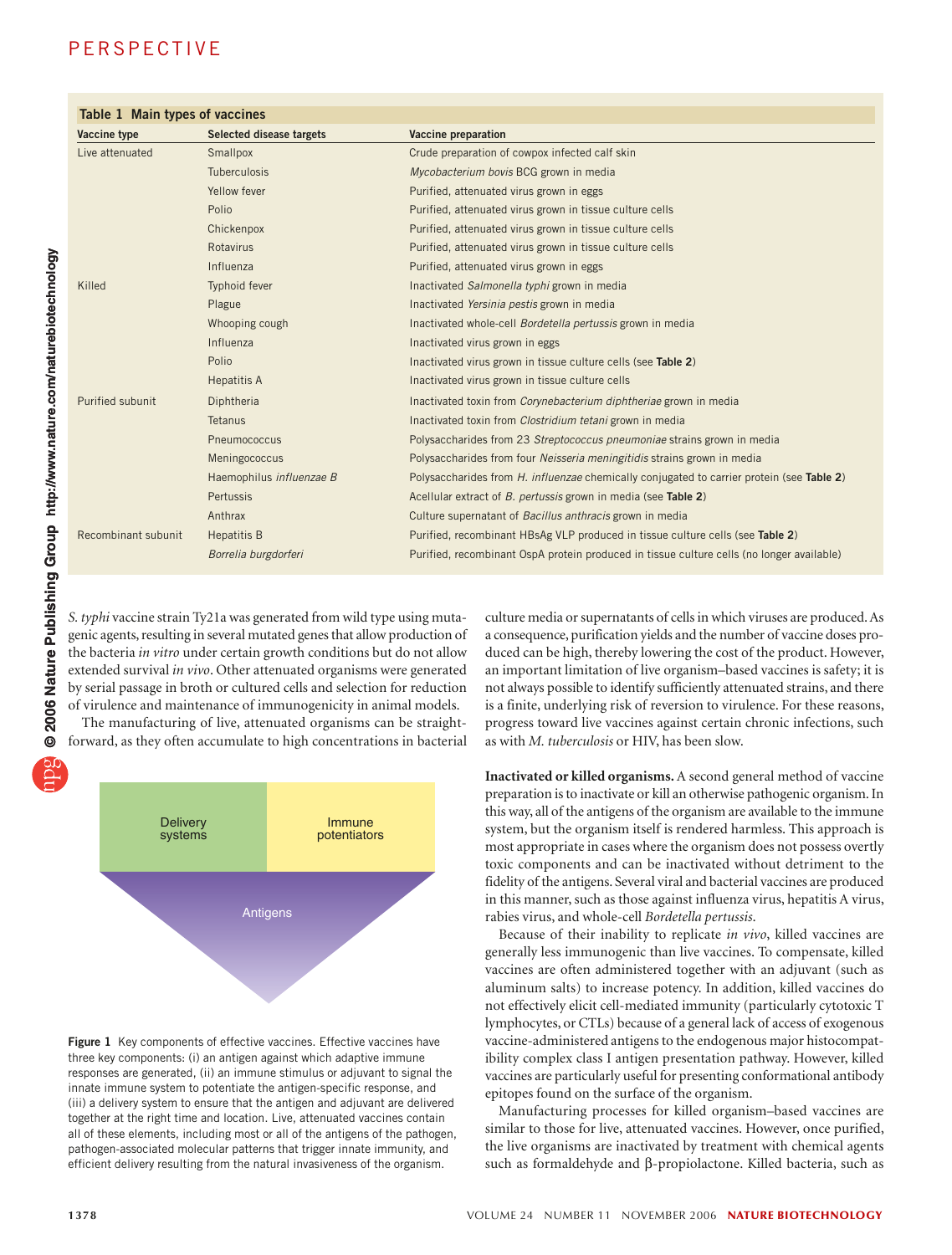**Table 1 Main types of vaccines**

| Vaccine type | Selected disease targets | Vaccine preparation |
|---|---|---|
| Live attenuated | Smallpox | Crude preparation of cowpox infected calf skin |
| | Tuberculosis | *Mycobacterium bovis* BCG grown in media |
| | Yellow fever | Purified, attenuated virus grown in eggs |
| | Polio | Purified, attenuated virus grown in tissue culture cells |
| | Chickenpox | Purified, attenuated virus grown in tissue culture cells |
| | Rotavirus | Purified, attenuated virus grown in tissue culture cells |
| | Influenza | Purified, attenuated virus grown in eggs |
| Killed | Typhoid fever | Inactivated *Salmonella typhi* grown in media |
| | Plague | Inactivated *Yersinia pestis* grown in media |
| | Whooping cough | Inactivated whole-cell *Bordetella pertussis* grown in media |
| | Influenza | Inactivated virus grown in eggs |
| | Polio | Inactivated virus grown in tissue culture cells (see **Table 2**) |
| | Hepatitis A | Inactivated virus grown in tissue culture cells |
| Purified subunit | Diphtheria | Inactivated toxin from *Corynebacterium diphtheriae* grown in media |
| | Tetanus | Inactivated toxin from *Clostridium tetani* grown in media |
| | Pneumococcus | Polysaccharides from 23 *Streptococcus pneumoniae* strains grown in media |
| | Meningococcus | Polysaccharides from four *Neisseria meningitidis* strains grown in media |
| | Haemophilus *influenzae B* | Polysaccharides from *H. influenzae* chemically conjugated to carrier protein (see **Table 2**) |
| | Pertussis | Acellular extract of *B. pertussis* grown in media (see **Table 2**) |
| | Anthrax | Culture supernatant of *Bacillus anthracis* grown in media |
| Recombinant subunit | Hepatitis B | Purified, recombinant HBsAg VLP produced in tissue culture cells (see **Table 2**) |
| | *Borrelia burgdorferi* | Purified, recombinant OspA protein produced in tissue culture cells (no longer available) |

*S. typhi* vaccine strain Ty21a was generated from wild type using mutagenic agents, resulting in several mutated genes that allow production of the bacteria *in vitro* under certain growth conditions but do not allow extended survival *in vivo*. Other attenuated organisms were generated by serial passage in broth or cultured cells and selection for reduction of virulence and maintenance of immunogenicity in animal models.

The manufacturing of live, attenuated organisms can be straightforward, as they often accumulate to high concentrations in bacterial culture media or supernatants of cells in which viruses are produced. As a consequence, purification yields and the number of vaccine doses produced can be high, thereby lowering the cost of the product. However, an important limitation of live organism–based vaccines is safety; it is not always possible to identify sufficiently attenuated strains, and there is a finite, underlying risk of reversion to virulence. For these reasons, progress toward live vaccines against certain chronic infections, such as with *M. tuberculosis* or HIV, has been slow.

Delivery systems

Immune potentiators

Antigens

Figure 1 Key components of effective vaccines. Effective vaccines have three key components: (i) an antigen against which adaptive immune responses are generated, (ii) an immune stimulus or adjuvant to signal the innate immune system to potentiate the antigen-specific response, and (iii) a delivery system to ensure that the antigen and adjuvant are delivered together at the right time and location. Live, attenuated vaccines contain all of these elements, including most or all of the antigens of the pathogen, pathogen-associated molecular patterns that trigger innate immunity, and efficient delivery resulting from the natural invasiveness of the organism.

**Inactivated or killed organisms.** A second general method of vaccine preparation is to inactivate or kill an otherwise pathogenic organism. In this way, all of the antigens of the organism are available to the immune system, but the organism itself is rendered harmless. This approach is most appropriate in cases where the organism does not possess overtly toxic components and can be inactivated without detriment to the fidelity of the antigens. Several viral and bacterial vaccines are produced in this manner, such as those against influenza virus, hepatitis A virus, rabies virus, and whole-cell *Bordetella pertussis*.

Because of their inability to replicate *in vivo*, killed vaccines are generally less immunogenic than live vaccines. To compensate, killed vaccines are often administered together with an adjuvant (such as aluminum salts) to increase potency. In addition, killed vaccines do not effectively elicit cell-mediated immunity (particularly cytotoxic T lymphocytes, or CTLs) because of a general lack of access of exogenous vaccine-administered antigens to the endogenous major histocompatibility complex class I antigen presentation pathway. However, killed vaccines are particularly useful for presenting conformational antibody epitopes found on the surface of the organism.

Manufacturing processes for killed organism–based vaccines are similar to those for live, attenuated vaccines. However, once purified, the live organisms are inactivated by treatment with chemical agents such as formaldehyde and β-propiolactone. Killed bacteria, such as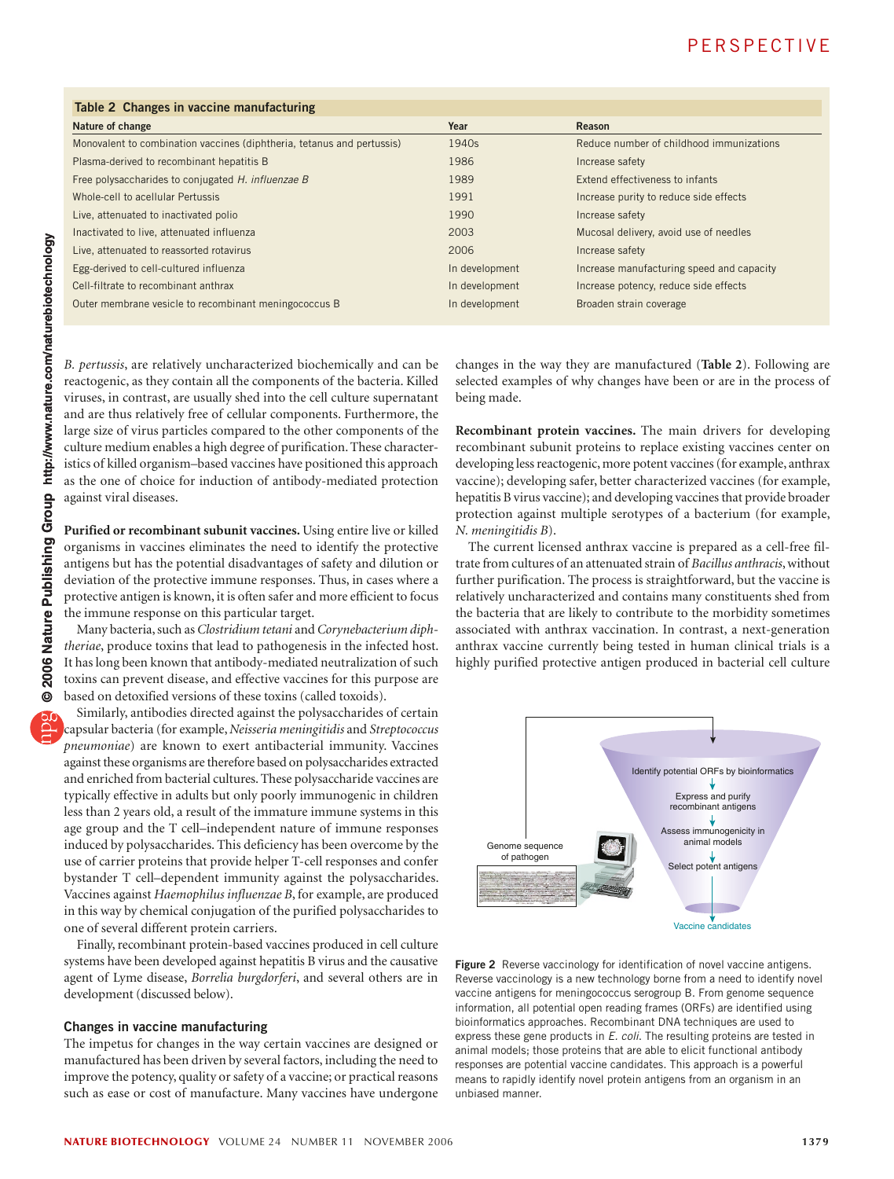**Table 2 Changes in vaccine manufacturing**

| Nature of change | Year | Reason |
|---|---|---|
| Monovalent to combination vaccines (diphtheria, tetanus and pertussis) | 1940s | Reduce number of childhood immunizations |
| Plasma-derived to recombinant hepatitis B | 1986 | Increase safety |
| Free polysaccharides to conjugated *H. influenzae B* | 1989 | Extend effectiveness to infants |
| Whole-cell to acellular Pertussis | 1991 | Increase purity to reduce side effects |
| Live, attenuated to inactivated polio | 1990 | Increase safety |
| Inactivated to live, attenuated influenza | 2003 | Mucosal delivery, avoid use of needles |
| Live, attenuated to reassorted rotavirus | 2006 | Increase safety |
| Egg-derived to cell-cultured influenza | In development | Increase manufacturing speed and capacity |
| Cell-filtrate to recombinant anthrax | In development | Increase potency, reduce side effects |
| Outer membrane vesicle to recombinant meningococcus B | In development | Broaden strain coverage |

*B. pertussis*, are relatively uncharacterized biochemically and can be reactogenic, as they contain all the components of the bacteria. Killed viruses, in contrast, are usually shed into the cell culture supernatant and are thus relatively free of cellular components. Furthermore, the large size of virus particles compared to the other components of the culture medium enables a high degree of purification. These characteristics of killed organism–based vaccines have positioned this approach as the one of choice for induction of antibody-mediated protection against viral diseases.

**Purified or recombinant subunit vaccines.** Using entire live or killed organisms in vaccines eliminates the need to identify the protective antigens but has the potential disadvantages of safety and dilution or deviation of the protective immune responses. Thus, in cases where a protective antigen is known, it is often safer and more efficient to focus the immune response on this particular target.

Many bacteria, such as *Clostridium tetani* and *Corynebacterium diphtheriae*, produce toxins that lead to pathogenesis in the infected host. It has long been known that antibody-mediated neutralization of such toxins can prevent disease, and effective vaccines for this purpose are based on detoxified versions of these toxins (called toxoids).

Similarly, antibodies directed against the polysaccharides of certain capsular bacteria (for example, *Neisseria meningitidis* and *Streptococcus pneumoniae*) are known to exert antibacterial immunity. Vaccines against these organisms are therefore based on polysaccharides extracted and enriched from bacterial cultures. These polysaccharide vaccines are typically effective in adults but only poorly immunogenic in children less than 2 years old, a result of the immature immune systems in this age group and the T cell–independent nature of immune responses induced by polysaccharides. This deficiency has been overcome by the use of carrier proteins that provide helper T-cell responses and confer bystander T cell–dependent immunity against the polysaccharides. Vaccines against *Haemophilus influenzae B*, for example, are produced in this way by chemical conjugation of the purified polysaccharides to one of several different protein carriers.

Finally, recombinant protein-based vaccines produced in cell culture systems have been developed against hepatitis B virus and the causative agent of Lyme disease, *Borrelia burgdorferi*, and several others are in development (discussed below).

## Changes in vaccine manufacturing

The impetus for changes in the way certain vaccines are designed or manufactured has been driven by several factors, including the need to improve the potency, quality or safety of a vaccine; or practical reasons such as ease or cost of manufacture. Many vaccines have undergone changes in the way they are manufactured (**Table 2**). Following are selected examples of why changes have been or are in the process of being made.

**Recombinant protein vaccines.** The main drivers for developing recombinant subunit proteins to replace existing vaccines center on developing less reactogenic, more potent vaccines (for example, anthrax vaccine); developing safer, better characterized vaccines (for example, hepatitis B virus vaccine); and developing vaccines that provide broader protection against multiple serotypes of a bacterium (for example, *N. meningitidis B*).

The current licensed anthrax vaccine is prepared as a cell-free filtrate from cultures of an attenuated strain of *Bacillus anthracis*, without further purification. The process is straightforward, but the vaccine is relatively uncharacterized and contains many constituents shed from the bacteria that are likely to contribute to the morbidity sometimes associated with anthrax vaccination. In contrast, a next-generation anthrax vaccine currently being tested in human clinical trials is a highly purified protective antigen produced in bacterial cell culture

Genome sequence of pathogen

Identify potential ORFs by bioinformatics

Express and purify recombinant antigens

Assess immunogenicity in animal models

Select potent antigens

Vaccine candidates

**Figure 2** Reverse vaccinology for identification of novel vaccine antigens. Reverse vaccinology is a new technology borne from a need to identify novel vaccine antigens for meningococcus serogroup B. From genome sequence information, all potential open reading frames (ORFs) are identified using bioinformatics approaches. Recombinant DNA techniques are used to express these gene products in *E. coli*. The resulting proteins are tested in animal models; those proteins that are able to elicit functional antibody responses are potential vaccine candidates. This approach is a powerful means to rapidly identify novel protein antigens from an organism in an unbiased manner.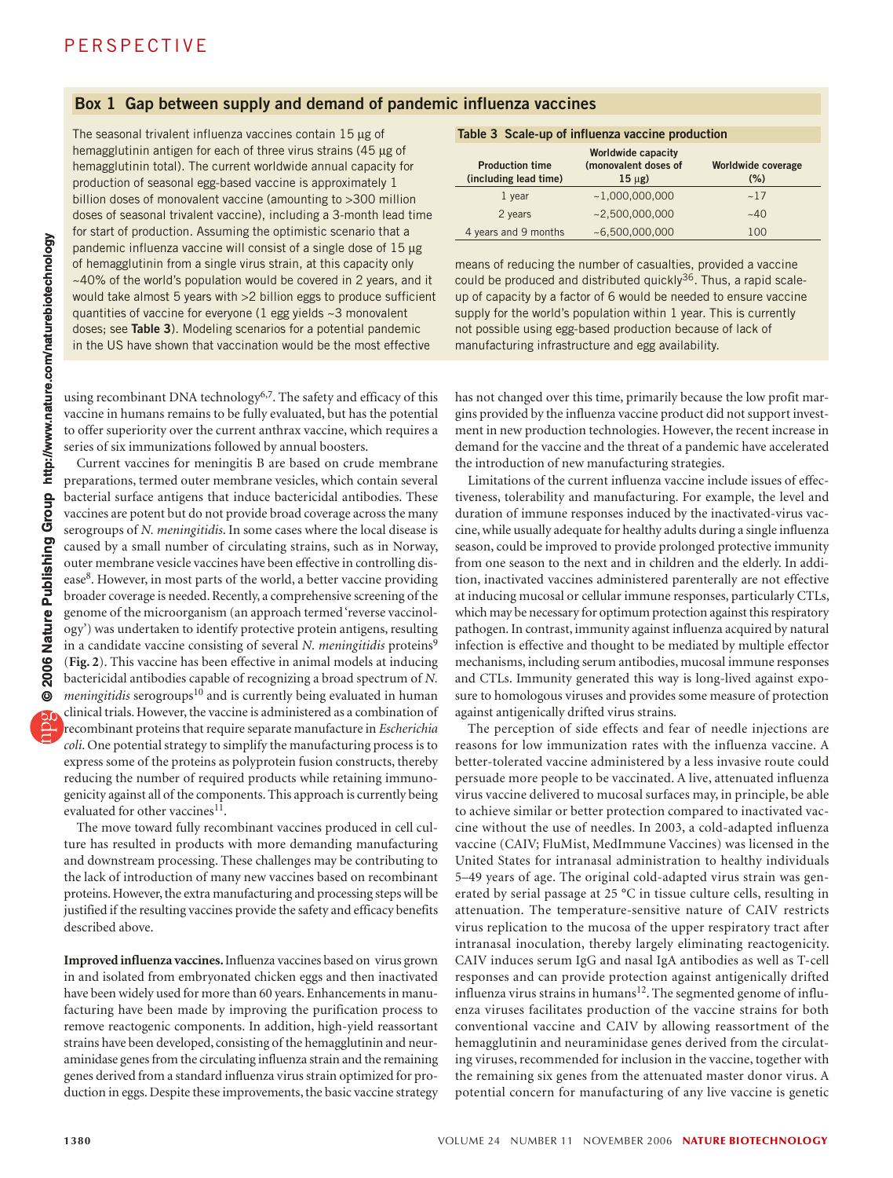## Box 1 Gap between supply and demand of pandemic influenza vaccines

The seasonal trivalent influenza vaccines contain 15 μg of hemagglutinin antigen for each of three virus strains (45 μg of hemagglutinin total). The current worldwide annual capacity for production of seasonal egg-based vaccine is approximately 1 billion doses of monovalent vaccine (amounting to >300 million doses of seasonal trivalent vaccine), including a 3-month lead time for start of production. Assuming the optimistic scenario that a pandemic influenza vaccine will consist of a single dose of 15 μg of hemagglutinin from a single virus strain, at this capacity only ~40% of the world's population would be covered in 2 years, and it would take almost 5 years with >2 billion eggs to produce sufficient quantities of vaccine for everyone (1 egg yields ~3 monovalent doses; see **Table 3**). Modeling scenarios for a potential pandemic in the US have shown that vaccination would be the most effective means of reducing the number of casualties, provided a vaccine could be produced and distributed quickly[36]. Thus, a rapid scale-up of capacity by a factor of 6 would be needed to ensure vaccine supply for the world's population within 1 year. This is currently not possible using egg-based production because of lack of manufacturing infrastructure and egg availability.

**Table 3 Scale-up of influenza vaccine production**

| Production time (including lead time) | Worldwide capacity (monovalent doses of 15 μg) | Worldwide coverage (%) |
|---|---|---|
| 1 year | ~1,000,000,000 | ~17 |
| 2 years | ~2,500,000,000 | ~40 |
| 4 years and 9 months | ~6,500,000,000 | 100 |

using recombinant DNA technology[6,7]. The safety and efficacy of this vaccine in humans remains to be fully evaluated, but has the potential to offer superiority over the current anthrax vaccine, which requires a series of six immunizations followed by annual boosters.

Current vaccines for meningitis B are based on crude membrane preparations, termed outer membrane vesicles, which contain several bacterial surface antigens that induce bactericidal antibodies. These vaccines are potent but do not provide broad coverage across the many serogroups of *N. meningitidis*. In some cases where the local disease is caused by a small number of circulating strains, such as in Norway, outer membrane vesicle vaccines have been effective in controlling disease[8]. However, in most parts of the world, a better vaccine providing broader coverage is needed. Recently, a comprehensive screening of the genome of the microorganism (an approach termed 'reverse vaccinology') was undertaken to identify protective protein antigens, resulting in a candidate vaccine consisting of several *N. meningitidis* proteins[9] (**Fig. 2**). This vaccine has been effective in animal models at inducing bactericidal antibodies capable of recognizing a broad spectrum of *N. meningitidis* serogroups[10] and is currently being evaluated in human clinical trials. However, the vaccine is administered as a combination of recombinant proteins that require separate manufacture in *Escherichia coli*. One potential strategy to simplify the manufacturing process is to express some of the proteins as polyprotein fusion constructs, thereby reducing the number of required products while retaining immunogenicity against all of the components. This approach is currently being evaluated for other vaccines[11].

The move toward fully recombinant vaccines produced in cell culture has resulted in products with more demanding manufacturing and downstream processing. These challenges may be contributing to the lack of introduction of many new vaccines based on recombinant proteins. However, the extra manufacturing and processing steps will be justified if the resulting vaccines provide the safety and efficacy benefits described above.

**Improved influenza vaccines.** Influenza vaccines based on virus grown in and isolated from embryonated chicken eggs and then inactivated have been widely used for more than 60 years. Enhancements in manufacturing have been made by improving the purification process to remove reactogenic components. In addition, high-yield reassortant strains have been developed, consisting of the hemagglutinin and neuraminidase genes from the circulating influenza strain and the remaining genes derived from a standard influenza virus strain optimized for production in eggs. Despite these improvements, the basic vaccine strategy has not changed over this time, primarily because the low profit margins provided by the influenza vaccine product did not support investment in new production technologies. However, the recent increase in demand for the vaccine and the threat of a pandemic have accelerated the introduction of new manufacturing strategies.

Limitations of the current influenza vaccine include issues of effectiveness, tolerability and manufacturing. For example, the level and duration of immune responses induced by the inactivated-virus vaccine, while usually adequate for healthy adults during a single influenza season, could be improved to provide prolonged protective immunity from one season to the next and in children and the elderly. In addition, inactivated vaccines administered parenterally are not effective at inducing mucosal or cellular immune responses, particularly CTLs, which may be necessary for optimum protection against this respiratory pathogen. In contrast, immunity against influenza acquired by natural infection is effective and thought to be mediated by multiple effector mechanisms, including serum antibodies, mucosal immune responses and CTLs. Immunity generated this way is long-lived against exposure to homologous viruses and provides some measure of protection against antigenically drifted virus strains.

The perception of side effects and fear of needle injections are reasons for low immunization rates with the influenza vaccine. A better-tolerated vaccine administered by a less invasive route could persuade more people to be vaccinated. A live, attenuated influenza virus vaccine delivered to mucosal surfaces may, in principle, be able to achieve similar or better protection compared to inactivated vaccine without the use of needles. In 2003, a cold-adapted influenza vaccine (CAIV; FluMist, MedImmune Vaccines) was licensed in the United States for intranasal administration to healthy individuals 5–49 years of age. The original cold-adapted virus strain was generated by serial passage at 25 °C in tissue culture cells, resulting in attenuation. The temperature-sensitive nature of CAIV restricts virus replication to the mucosa of the upper respiratory tract after intranasal inoculation, thereby largely eliminating reactogenicity. CAIV induces serum IgG and nasal IgA antibodies as well as T-cell responses and can provide protection against antigenically drifted influenza virus strains in humans[12]. The segmented genome of influenza viruses facilitates production of the vaccine strains for both conventional vaccine and CAIV by allowing reassortment of the hemagglutinin and neuraminidase genes derived from the circulating viruses, recommended for inclusion in the vaccine, together with the remaining six genes from the attenuated master donor virus. A potential concern for manufacturing of any live vaccine is genetic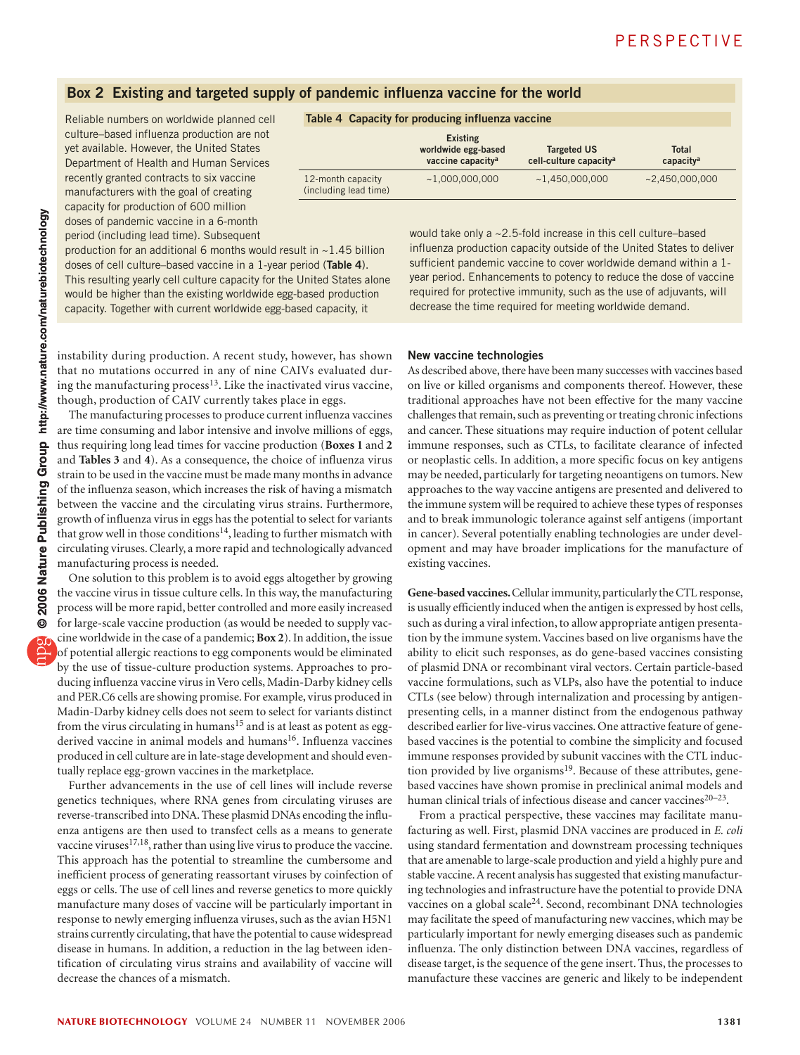## Box 2 Existing and targeted supply of pandemic influenza vaccine for the world

Reliable numbers on worldwide planned cell culture–based influenza production are not yet available. However, the United States Department of Health and Human Services recently granted contracts to six vaccine manufacturers with the goal of creating capacity for production of 600 million doses of pandemic vaccine in a 6-month period (including lead time). Subsequent production for an additional 6 months would result in ~1.45 billion doses of cell culture–based vaccine in a 1-year period (**Table 4**). This resulting yearly cell culture capacity for the United States alone would be higher than the existing worldwide egg-based production capacity. Together with current worldwide egg-based capacity, it would take only a ~2.5-fold increase in this cell culture–based influenza production capacity outside of the United States to deliver sufficient pandemic vaccine to cover worldwide demand within a 1-year period. Enhancements to potency to reduce the dose of vaccine required for protective immunity, such as the use of adjuvants, will decrease the time required for meeting worldwide demand.

**Table 4 Capacity for producing influenza vaccine**

| | Existing worldwide egg-based vaccine capacity[a] | Targeted US cell-culture capacity[a] | Total capacity[a] |
|---|---|---|---|
| 12-month capacity (including lead time) | ~1,000,000,000 | ~1,450,000,000 | ~2,450,000,000 |

instability during production. A recent study, however, has shown that no mutations occurred in any of nine CAIVs evaluated during the manufacturing process[13]. Like the inactivated virus vaccine, though, production of CAIV currently takes place in eggs.

The manufacturing processes to produce current influenza vaccines are time consuming and labor intensive and involve millions of eggs, thus requiring long lead times for vaccine production (**Boxes 1** and **2** and **Tables 3** and **4**). As a consequence, the choice of influenza virus strain to be used in the vaccine must be made many months in advance of the influenza season, which increases the risk of having a mismatch between the vaccine and the circulating virus strains. Furthermore, growth of influenza virus in eggs has the potential to select for variants that grow well in those conditions[14], leading to further mismatch with circulating viruses. Clearly, a more rapid and technologically advanced manufacturing process is needed.

One solution to this problem is to avoid eggs altogether by growing the vaccine virus in tissue culture cells. In this way, the manufacturing process will be more rapid, better controlled and more easily increased for large-scale vaccine production (as would be needed to supply vaccine worldwide in the case of a pandemic; **Box 2**). In addition, the issue of potential allergic reactions to egg components would be eliminated by the use of tissue-culture production systems. Approaches to producing influenza vaccine virus in Vero cells, Madin-Darby kidney cells and PER.C6 cells are showing promise. For example, virus produced in Madin-Darby kidney cells does not seem to select for variants distinct from the virus circulating in humans[15] and is at least as potent as egg-derived vaccine in animal models and humans[16]. Influenza vaccines produced in cell culture are in late-stage development and should eventually replace egg-grown vaccines in the marketplace.

Further advancements in the use of cell lines will include reverse genetics techniques, where RNA genes from circulating viruses are reverse-transcribed into DNA. These plasmid DNAs encoding the influenza antigens are then used to transfect cells as a means to generate vaccine viruses[17,18], rather than using live virus to produce the vaccine. This approach has the potential to streamline the cumbersome and inefficient process of generating reassortant viruses by coinfection of eggs or cells. The use of cell lines and reverse genetics to more quickly manufacture many doses of vaccine will be particularly important in response to newly emerging influenza viruses, such as the avian H5N1 strains currently circulating, that have the potential to cause widespread disease in humans. In addition, a reduction in the lag between identification of circulating virus strains and availability of vaccine will decrease the chances of a mismatch.

### New vaccine technologies

As described above, there have been many successes with vaccines based on live or killed organisms and components thereof. However, these traditional approaches have not been effective for the many vaccine challenges that remain, such as preventing or treating chronic infections and cancer. These situations may require induction of potent cellular immune responses, such as CTLs, to facilitate clearance of infected or neoplastic cells. In addition, a more specific focus on key antigens may be needed, particularly for targeting neoantigens on tumors. New approaches to the way vaccine antigens are presented and delivered to the immune system will be required to achieve these types of responses and to break immunologic tolerance against self antigens (important in cancer). Several potentially enabling technologies are under development and may have broader implications for the manufacture of existing vaccines.

**Gene-based vaccines.** Cellular immunity, particularly the CTL response, is usually efficiently induced when the antigen is expressed by host cells, such as during a viral infection, to allow appropriate antigen presentation by the immune system. Vaccines based on live organisms have the ability to elicit such responses, as do gene-based vaccines consisting of plasmid DNA or recombinant viral vectors. Certain particle-based vaccine formulations, such as VLPs, also have the potential to induce CTLs (see below) through internalization and processing by antigen-presenting cells, in a manner distinct from the endogenous pathway described earlier for live-virus vaccines. One attractive feature of gene-based vaccines is the potential to combine the simplicity and focused immune responses provided by subunit vaccines with the CTL induction provided by live organisms[19]. Because of these attributes, gene-based vaccines have shown promise in preclinical animal models and human clinical trials of infectious disease and cancer vaccines[20–23].

From a practical perspective, these vaccines may facilitate manufacturing as well. First, plasmid DNA vaccines are produced in *E. coli* using standard fermentation and downstream processing techniques that are amenable to large-scale production and yield a highly pure and stable vaccine. A recent analysis has suggested that existing manufacturing technologies and infrastructure have the potential to provide DNA vaccines on a global scale[24]. Second, recombinant DNA technologies may facilitate the speed of manufacturing new vaccines, which may be particularly important for newly emerging diseases such as pandemic influenza. The only distinction between DNA vaccines, regardless of disease target, is the sequence of the gene insert. Thus, the processes to manufacture these vaccines are generic and likely to be independent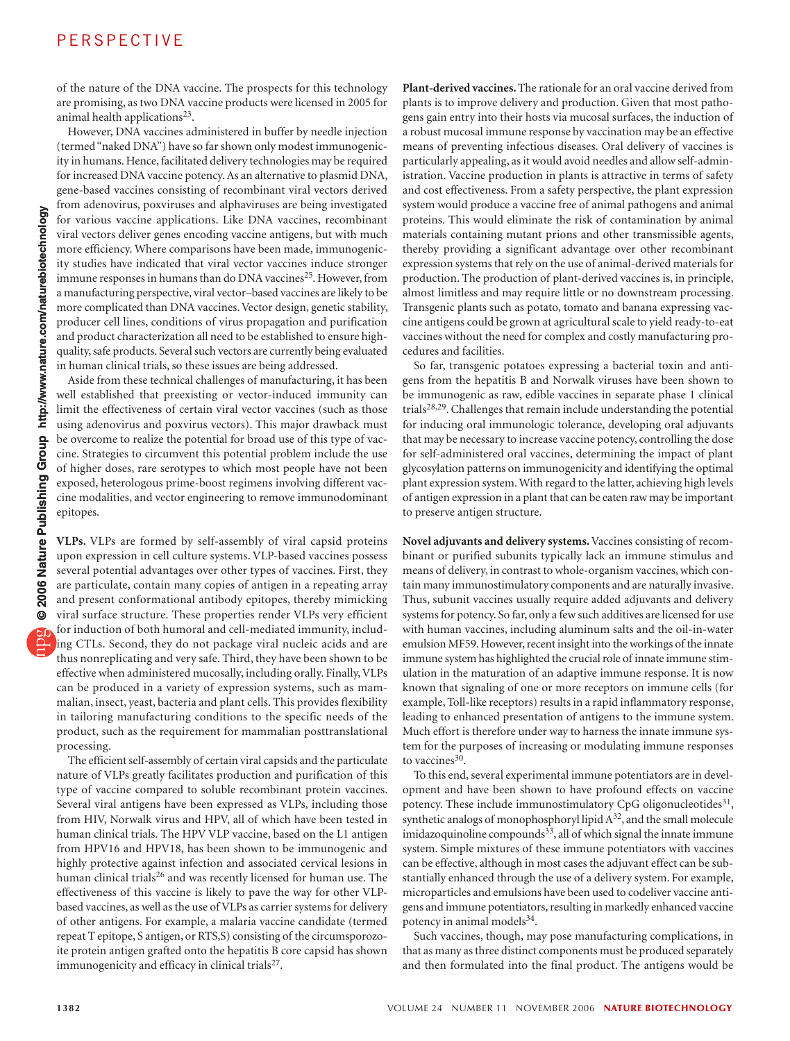of the nature of the DNA vaccine. The prospects for this technology are promising, as two DNA vaccine products were licensed in 2005 for animal health applications[23].

However, DNA vaccines administered in buffer by needle injection (termed "naked DNA") have so far shown only modest immunogenicity in humans. Hence, facilitated delivery technologies may be required for increased DNA vaccine potency. As an alternative to plasmid DNA, gene-based vaccines consisting of recombinant viral vectors derived from adenovirus, poxviruses and alphaviruses are being investigated for various vaccine applications. Like DNA vaccines, recombinant viral vectors deliver genes encoding vaccine antigens, but with much more efficiency. Where comparisons have been made, immunogenicity studies have indicated that viral vector vaccines induce stronger immune responses in humans than do DNA vaccines[25]. However, from a manufacturing perspective, viral vector–based vaccines are likely to be more complicated than DNA vaccines. Vector design, genetic stability, producer cell lines, conditions of virus propagation and purification and product characterization all need to be established to ensure high-quality, safe products. Several such vectors are currently being evaluated in human clinical trials, so these issues are being addressed.

Aside from these technical challenges of manufacturing, it has been well established that preexisting or vector-induced immunity can limit the effectiveness of certain viral vector vaccines (such as those using adenovirus and poxvirus vectors). This major drawback must be overcome to realize the potential for broad use of this type of vaccine. Strategies to circumvent this potential problem include the use of higher doses, rare serotypes to which most people have not been exposed, heterologous prime-boost regimens involving different vaccine modalities, and vector engineering to remove immunodominant epitopes.

**VLPs.** VLPs are formed by self-assembly of viral capsid proteins upon expression in cell culture systems. VLP-based vaccines possess several potential advantages over other types of vaccines. First, they are particulate, contain many copies of antigen in a repeating array and present conformational antibody epitopes, thereby mimicking viral surface structure. These properties render VLPs very efficient for induction of both humoral and cell-mediated immunity, including CTLs. Second, they do not package viral nucleic acids and are thus nonreplicating and very safe. Third, they have been shown to be effective when administered mucosally, including orally. Finally, VLPs can be produced in a variety of expression systems, such as mammalian, insect, yeast, bacteria and plant cells. This provides flexibility in tailoring manufacturing conditions to the specific needs of the product, such as the requirement for mammalian posttranslational processing.

The efficient self-assembly of certain viral capsids and the particulate nature of VLPs greatly facilitates production and purification of this type of vaccine compared to soluble recombinant protein vaccines. Several viral antigens have been expressed as VLPs, including those from HIV, Norwalk virus and HPV, all of which have been tested in human clinical trials. The HPV VLP vaccine, based on the L1 antigen from HPV16 and HPV18, has been shown to be immunogenic and highly protective against infection and associated cervical lesions in human clinical trials[26] and was recently licensed for human use. The effectiveness of this vaccine is likely to pave the way for other VLP-based vaccines, as well as the use of VLPs as carrier systems for delivery of other antigens. For example, a malaria vaccine candidate (termed repeat T epitope, S antigen, or RTS,S) consisting of the circumsporozoite protein antigen grafted onto the hepatitis B core capsid has shown immunogenicity and efficacy in clinical trials[27].

**Plant-derived vaccines.** The rationale for an oral vaccine derived from plants is to improve delivery and production. Given that most pathogens gain entry into their hosts via mucosal surfaces, the induction of a robust mucosal immune response by vaccination may be an effective means of preventing infectious diseases. Oral delivery of vaccines is particularly appealing, as it would avoid needles and allow self-administration. Vaccine production in plants is attractive in terms of safety and cost effectiveness. From a safety perspective, the plant expression system would produce a vaccine free of animal pathogens and animal proteins. This would eliminate the risk of contamination by animal materials containing mutant prions and other transmissible agents, thereby providing a significant advantage over other recombinant expression systems that rely on the use of animal-derived materials for production. The production of plant-derived vaccines is, in principle, almost limitless and may require little or no downstream processing. Transgenic plants such as potato, tomato and banana expressing vaccine antigens could be grown at agricultural scale to yield ready-to-eat vaccines without the need for complex and costly manufacturing procedures and facilities.

So far, transgenic potatoes expressing a bacterial toxin and antigens from the hepatitis B and Norwalk viruses have been shown to be immunogenic as raw, edible vaccines in separate phase 1 clinical trials[28,29]. Challenges that remain include understanding the potential for inducing oral immunologic tolerance, developing oral adjuvants that may be necessary to increase vaccine potency, controlling the dose for self-administered oral vaccines, determining the impact of plant glycosylation patterns on immunogenicity and identifying the optimal plant expression system. With regard to the latter, achieving high levels of antigen expression in a plant that can be eaten raw may be important to preserve antigen structure.

**Novel adjuvants and delivery systems.** Vaccines consisting of recombinant or purified subunits typically lack an immune stimulus and means of delivery, in contrast to whole-organism vaccines, which contain many immunostimulatory components and are naturally invasive. Thus, subunit vaccines usually require added adjuvants and delivery systems for potency. So far, only a few such additives are licensed for use with human vaccines, including aluminum salts and the oil-in-water emulsion MF59. However, recent insight into the workings of the innate immune system has highlighted the crucial role of innate immune stimulation in the maturation of an adaptive immune response. It is now known that signaling of one or more receptors on immune cells (for example, Toll-like receptors) results in a rapid inflammatory response, leading to enhanced presentation of antigens to the immune system. Much effort is therefore under way to harness the innate immune system for the purposes of increasing or modulating immune responses to vaccines[30].

To this end, several experimental immune potentiators are in development and have been shown to have profound effects on vaccine potency. These include immunostimulatory CpG oligonucleotides[31], synthetic analogs of monophosphoryl lipid A[32], and the small molecule imidazoquinoline compounds[33], all of which signal the innate immune system. Simple mixtures of these immune potentiators with vaccines can be effective, although in most cases the adjuvant effect can be substantially enhanced through the use of a delivery system. For example, microparticles and emulsions have been used to codeliver vaccine antigens and immune potentiators, resulting in markedly enhanced vaccine potency in animal models[34].

Such vaccines, though, may pose manufacturing complications, in that as many as three distinct components must be produced separately and then formulated into the final product. The antigens would be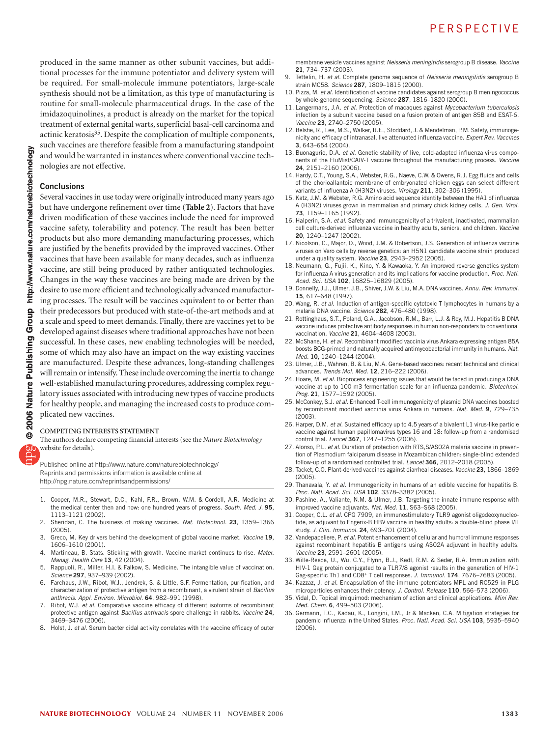produced in the same manner as other subunit vaccines, but additional processes for the immune potentiator and delivery system will be required. For small-molecule immune potentiators, large-scale synthesis should not be a limitation, as this type of manufacturing is routine for small-molecule pharmaceutical drugs. In the case of the imidazoquinolines, a product is already on the market for the topical treatment of external genital warts, superficial basal-cell carcinoma and actinic keratosis[35]. Despite the complication of multiple components, such vaccines are therefore feasible from a manufacturing standpoint and would be warranted in instances where conventional vaccine technologies are not effective.

## Conclusions

Several vaccines in use today were originally introduced many years ago but have undergone refinement over time (**Table 2**). Factors that have driven modification of these vaccines include the need for improved vaccine safety, tolerability and potency. The result has been better products but also more demanding manufacturing processes, which are justified by the benefits provided by the improved vaccines. Other vaccines that have been available for many decades, such as influenza vaccine, are still being produced by rather antiquated technologies. Changes in the way these vaccines are being made are driven by the desire to use more efficient and technologically advanced manufacturing processes. The result will be vaccines equivalent to or better than their predecessors but produced with state-of-the-art methods and at a scale and speed to meet demands. Finally, there are vaccines yet to be developed against diseases where traditional approaches have not been successful. In these cases, new enabling technologies will be needed, some of which may also have an impact on the way existing vaccines are manufactured. Despite these advances, long-standing challenges will remain or intensify. These include overcoming the inertia to change well-established manufacturing procedures, addressing complex regulatory issues associated with introducing new types of vaccine products for healthy people, and managing the increased costs to produce complicated new vaccines.

**COMPETING INTERESTS STATEMENT**

The authors declare competing financial interests (see the *Nature Biotechnology* website for details).

Published online at http://www.nature.com/naturebiotechnology/
Reprints and permissions information is available online at http://npg.nature.com/reprintsandpermissions/

1. Cooper, M.R., Stewart, D.C., Kahl, F.R., Brown, W.M. & Cordell, A.R. Medicine at the medical center then and now: one hundred years of progress. *South. Med. J.* **95**, 1113–1121 (2002).
2. Sheridan, C. The business of making vaccines. *Nat. Biotechnol.* **23**, 1359–1366 (2005).
3. Greco, M. Key drivers behind the development of global vaccine market. *Vaccine* **19**, 1606–1610 (2001).
4. Martineau, B. Stats. Sticking with growth. Vaccine market continues to rise. *Mater. Manag. Health Care* **13**, 42 (2004).
5. Rappuoli, R., Miller, H.I. & Falkow, S. Medicine. The intangible value of vaccination. *Science* **297**, 937–939 (2002).
6. Farchaus, J.W., Ribot, W.J., Jendrek, S. & Little, S.F. Fermentation, purification, and characterization of protective antigen from a recombinant, avirulent strain of *Bacillus anthracis*. *Appl. Environ. Microbiol.* **64**, 982–991 (1998).
7. Ribot, W.J. *et al.* Comparative vaccine efficacy of different isoforms of recombinant protective antigen against *Bacillus anthracis* spore challenge in rabbits. *Vaccine* **24**, 3469–3476 (2006).
8. Holst, J. *et al.* Serum bactericidal activity correlates with the vaccine efficacy of outer membrane vesicle vaccines against *Neisseria meningitidis* serogroup B disease. *Vaccine* **21**, 734–737 (2003).
9. Tettelin, H. *et al.* Complete genome sequence of *Neisseria meningitidis* serogroup B strain MC58. *Science* **287**, 1809–1815 (2000).
10. Pizza, M. *et al.* Identification of vaccine candidates against serogroup B meningococcus by whole-genome sequencing. *Science* **287**, 1816–1820 (2000).
11. Langermans, J.A. *et al.* Protection of macaques against *Mycobacterium tuberculosis* infection by a subunit vaccine based on a fusion protein of antigen 85B and ESAT-6. *Vaccine* **23**, 2740–2750 (2005).
12. Belshe, R., Lee, M.S., Walker, R.E., Stoddard, J. & Mendelman, P.M. Safety, immunogenicity and efficacy of intranasal, live attenuated influenza vaccine. *Expert Rev. Vaccines* **3**, 643–654 (2004).
13. Buonagurio, D.A. *et al.* Genetic stability of live, cold-adapted influenza virus components of the FluMist/CAIV-T vaccine throughout the manufacturing process. *Vaccine* **24**, 2151–2160 (2006).
14. Hardy, C.T., Young, S.A., Webster, R.G., Naeve, C.W. & Owens, R.J. Egg fluids and cells of the chorioallantoic membrane of embryonated chicken eggs can select different variants of influenza A (H3N2) viruses. *Virology* **211**, 302–306 (1995).
15. Katz, J.M. & Webster, R.G. Amino acid sequence identity between the HA1 of influenza A (H3N2) viruses grown in mammalian and primary chick kidney cells. *J. Gen. Virol.* **73**, 1159–1165 (1992).
16. Halperin, S.A. *et al.* Safety and immunogenicity of a trivalent, inactivated, mammalian cell culture-derived influenza vaccine in healthy adults, seniors, and children. *Vaccine* **20**, 1240–1247 (2002).
17. Nicolson, C., Major, D., Wood, J.M. & Robertson, J.S. Generation of influenza vaccine viruses on Vero cells by reverse genetics: an H5N1 candidate vaccine strain produced under a quality system. *Vaccine* **23**, 2943–2952 (2005).
18. Neumann, G., Fujii, K., Kino, Y. & Kawaoka, Y. An improved reverse genetics system for influenza A virus generation and its implications for vaccine production. *Proc. Natl. Acad. Sci. USA* **102**, 16825–16829 (2005).
19. Donnelly, J.J., Ulmer, J.B., Shiver, J.W. & Liu, M.A. DNA vaccines. *Annu. Rev. Immunol.* **15**, 617–648 (1997).
20. Wang, R. *et al.* Induction of antigen-specific cytotoxic T lymphocytes in humans by a malaria DNA vaccine. *Science* **282**, 476–480 (1998).
21. Rottinghaus, S.T., Poland, G.A., Jacobson, R.M., Barr, L.J. & Roy, M.J. Hepatitis B DNA vaccine induces protective antibody responses in human non-responders to conventional vaccination. *Vaccine* **21**, 4604–4608 (2003).
22. McShane, H. *et al.* Recombinant modified vaccinia virus Ankara expressing antigen 85A boosts BCG-primed and naturally acquired antimycobacterial immunity in humans. *Nat. Med.* **10**, 1240–1244 (2004).
23. Ulmer, J.B., Wahren, B. & Liu, M.A. Gene-based vaccines: recent technical and clinical advances. *Trends Mol. Med.* **12**, 216–222 (2006).
24. Hoare, M. *et al.* Bioprocess engineering issues that would be faced in producing a DNA vaccine at up to 100 m3 fermentation scale for an influenza pandemic. *Biotechnol. Prog.* **21**, 1577–1592 (2005).
25. McConkey, S.J. *et al.* Enhanced T-cell immunogenicity of plasmid DNA vaccines boosted by recombinant modified vaccinia virus Ankara in humans. *Nat. Med.* **9**, 729–735 (2003).
26. Harper, D.M. *et al.* Sustained efficacy up to 4.5 years of a bivalent L1 virus-like particle vaccine against human papillomavirus types 16 and 18: follow-up from a randomised control trial. *Lancet* **367**, 1247–1255 (2006).
27. Alonso, P.L. *et al.* Duration of protection with RTS,S/AS02A malaria vaccine in prevention of Plasmodium falciparum disease in Mozambican children: single-blind extended follow-up of a randomised controlled trial. *Lancet* **366**, 2012–2018 (2005).
28. Tacket, C.O. Plant-derived vaccines against diarrheal diseases. *Vaccine* **23**, 1866–1869 (2005).
29. Thanavala, Y. *et al.* Immunogenicity in humans of an edible vaccine for hepatitis B. *Proc. Natl. Acad. Sci. USA* **102**, 3378–3382 (2005).
30. Pashine, A., Valiante, N.M. & Ulmer, J.B. Targeting the innate immune response with improved vaccine adjuvants. *Nat. Med.* **11**, S63–S68 (2005).
31. Cooper, C.L. *et al.* CPG 7909, an immunostimulatory TLR9 agonist oligodeoxynucleotide, as adjuvant to Engerix-B HBV vaccine in healthy adults: a double-blind phase I/II study. *J. Clin. Immunol.* **24**, 693–701 (2004).
32. Vandepapeliere, P. *et al.* Potent enhancement of cellular and humoral immune responses against recombinant hepatitis B antigens using AS02A adjuvant in healthy adults. *Vaccine* **23**, 2591–2601 (2005).
33. Wille-Reece, U., Wu, C.Y., Flynn, B.J., Kedl, R.M. & Seder, R.A. Immunization with HIV-1 Gag protein conjugated to a TLR7/8 agonist results in the generation of HIV-1 Gag-specific Th1 and CD8+ T cell responses. *J. Immunol.* **174**, 7676–7683 (2005).
34. Kazzaz, J. *et al.* Encapsulation of the immune potentiators MPL and RC529 in PLG microparticles enhances their potency. *J. Control. Release* **110**, 566–573 (2006).
35. Vidal, D. Topical imiquimod: mechanism of action and clinical applications. *Mini Rev. Med. Chem.* **6**, 499–503 (2006).
36. Germann, T.C., Kadau, K., Longini, I.M., Jr & Macken, C.A. Mitigation strategies for pandemic influenza in the United States. *Proc. Natl. Acad. Sci. USA* **103**, 5935–5940 (2006).